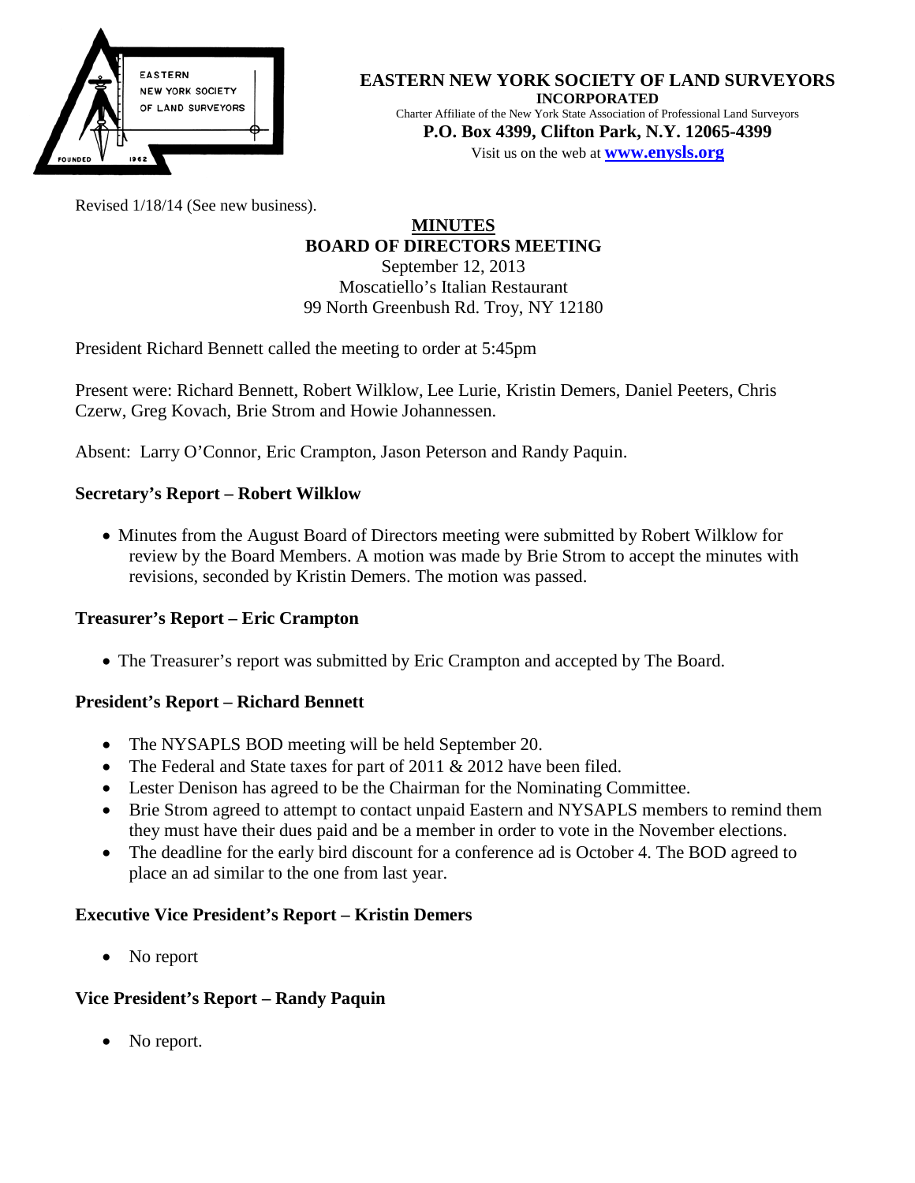**EASTERN NEW YORK SOCIETY OF LAND SURVEYORS**
**INCORPORATED**
Charter Affiliate of the New York State Association of Professional Land Surveyors
**P.O. Box 4399, Clifton Park, N.Y. 12065-4399**
Visit us on the web at **www.enysls.org**

Revised 1/18/14 (See new business).

# MINUTES
## BOARD OF DIRECTORS MEETING

September 12, 2013
Moscatiello's Italian Restaurant
99 North Greenbush Rd. Troy, NY 12180

President Richard Bennett called the meeting to order at 5:45pm

Present were: Richard Bennett, Robert Wilklow, Lee Lurie, Kristin Demers, Daniel Peeters, Chris Czerw, Greg Kovach, Brie Strom and Howie Johannessen.

Absent: Larry O'Connor, Eric Crampton, Jason Peterson and Randy Paquin.

### Secretary's Report – Robert Wilklow

- Minutes from the August Board of Directors meeting were submitted by Robert Wilklow for review by the Board Members. A motion was made by Brie Strom to accept the minutes with revisions, seconded by Kristin Demers. The motion was passed.

### Treasurer's Report – Eric Crampton

- The Treasurer's report was submitted by Eric Crampton and accepted by The Board.

### President's Report – Richard Bennett

- The NYSAPLS BOD meeting will be held September 20.
- The Federal and State taxes for part of 2011 & 2012 have been filed.
- Lester Denison has agreed to be the Chairman for the Nominating Committee.
- Brie Strom agreed to attempt to contact unpaid Eastern and NYSAPLS members to remind them they must have their dues paid and be a member in order to vote in the November elections.
- The deadline for the early bird discount for a conference ad is October 4. The BOD agreed to place an ad similar to the one from last year.

### Executive Vice President's Report – Kristin Demers

- No report

### Vice President's Report – Randy Paquin

- No report.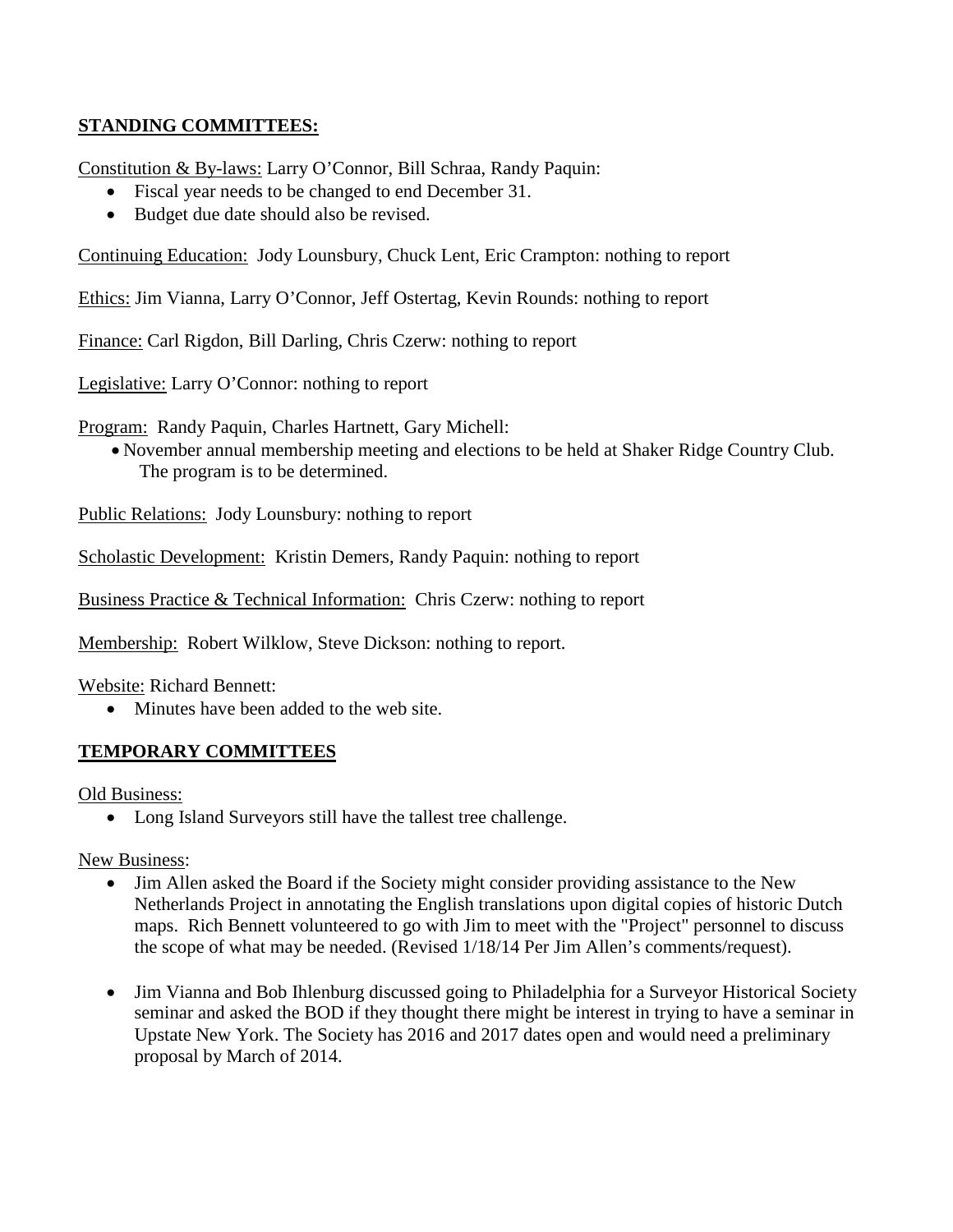## STANDING COMMITTEES:

Constitution & By-laws: Larry O'Connor, Bill Schraa, Randy Paquin:

- Fiscal year needs to be changed to end December 31.
- Budget due date should also be revised.

Continuing Education: Jody Lounsbury, Chuck Lent, Eric Crampton: nothing to report

Ethics: Jim Vianna, Larry O'Connor, Jeff Ostertag, Kevin Rounds: nothing to report

Finance: Carl Rigdon, Bill Darling, Chris Czerw: nothing to report

Legislative: Larry O'Connor: nothing to report

Program: Randy Paquin, Charles Hartnett, Gary Michell:

- November annual membership meeting and elections to be held at Shaker Ridge Country Club. The program is to be determined.

Public Relations: Jody Lounsbury: nothing to report

Scholastic Development: Kristin Demers, Randy Paquin: nothing to report

Business Practice & Technical Information: Chris Czerw: nothing to report

Membership: Robert Wilklow, Steve Dickson: nothing to report.

Website: Richard Bennett:

- Minutes have been added to the web site.

## TEMPORARY COMMITTEES

Old Business:

- Long Island Surveyors still have the tallest tree challenge.

New Business:

- Jim Allen asked the Board if the Society might consider providing assistance to the New Netherlands Project in annotating the English translations upon digital copies of historic Dutch maps. Rich Bennett volunteered to go with Jim to meet with the "Project" personnel to discuss the scope of what may be needed. (Revised 1/18/14 Per Jim Allen's comments/request).

- Jim Vianna and Bob Ihlenburg discussed going to Philadelphia for a Surveyor Historical Society seminar and asked the BOD if they thought there might be interest in trying to have a seminar in Upstate New York. The Society has 2016 and 2017 dates open and would need a preliminary proposal by March of 2014.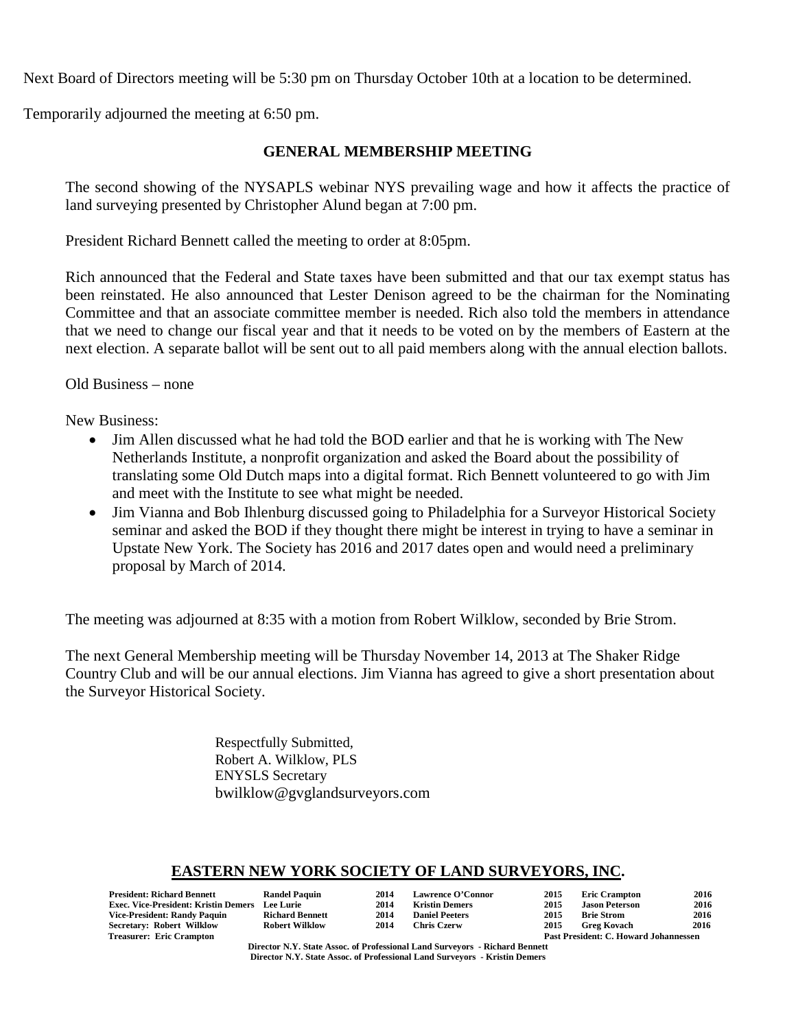Next Board of Directors meeting will be 5:30 pm on Thursday October 10th at a location to be determined.

Temporarily adjourned the meeting at 6:50 pm.

## GENERAL MEMBERSHIP MEETING

The second showing of the NYSAPLS webinar NYS prevailing wage and how it affects the practice of land surveying presented by Christopher Alund began at 7:00 pm.

President Richard Bennett called the meeting to order at 8:05pm.

Rich announced that the Federal and State taxes have been submitted and that our tax exempt status has been reinstated. He also announced that Lester Denison agreed to be the chairman for the Nominating Committee and that an associate committee member is needed. Rich also told the members in attendance that we need to change our fiscal year and that it needs to be voted on by the members of Eastern at the next election. A separate ballot will be sent out to all paid members along with the annual election ballots.

Old Business – none

New Business:

- Jim Allen discussed what he had told the BOD earlier and that he is working with The New Netherlands Institute, a nonprofit organization and asked the Board about the possibility of translating some Old Dutch maps into a digital format. Rich Bennett volunteered to go with Jim and meet with the Institute to see what might be needed.
- Jim Vianna and Bob Ihlenburg discussed going to Philadelphia for a Surveyor Historical Society seminar and asked the BOD if they thought there might be interest in trying to have a seminar in Upstate New York. The Society has 2016 and 2017 dates open and would need a preliminary proposal by March of 2014.

The meeting was adjourned at 8:35 with a motion from Robert Wilklow, seconded by Brie Strom.

The next General Membership meeting will be Thursday November 14, 2013 at The Shaker Ridge Country Club and will be our annual elections. Jim Vianna has agreed to give a short presentation about the Surveyor Historical Society.

Respectfully Submitted,
Robert A. Wilklow, PLS
ENYSLS Secretary
bwilklow@gvglandsurveyors.com

## EASTERN NEW YORK SOCIETY OF LAND SURVEYORS, INC.

| | | | | | | | |
|---|---|---|---|---|---|---|---|
| **President: Richard Bennett** | **Randel Paquin** | **2014** | **Lawrence O'Connor** | **2015** | **Eric Crampton** | **2016** |
| **Exec. Vice-President: Kristin Demers** | **Lee Lurie** | **2014** | **Kristin Demers** | **2015** | **Jason Peterson** | **2016** |
| **Vice-President: Randy Paquin** | **Richard Bennett** | **2014** | **Daniel Peeters** | **2015** | **Brie Strom** | **2016** |
| **Secretary: Robert Wilklow** | **Robert Wilklow** | **2014** | **Chris Czerw** | **2015** | **Greg Kovach** | **2016** |
| **Treasurer: Eric Crampton** | | | | **Past President: C. Howard Johannessen** | | |

**Director N.Y. State Assoc. of Professional Land Surveyors - Richard Bennett**
**Director N.Y. State Assoc. of Professional Land Surveyors - Kristin Demers**